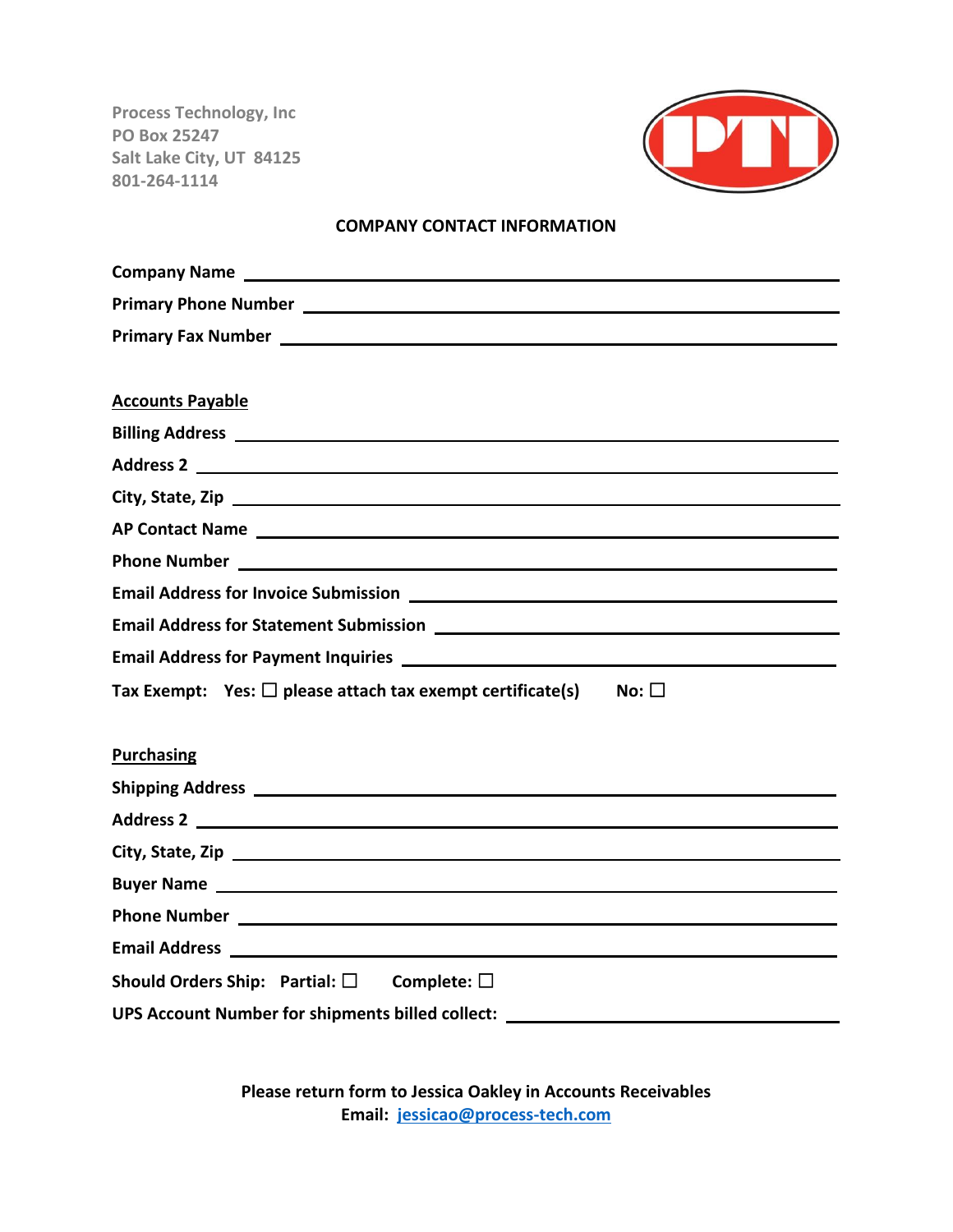Process Technology, Inc
PO Box 25247
Salt Lake City, UT 84125
801-264-1114

PTI

## COMPANY CONTACT INFORMATION

**Company Name** ______________________________

**Primary Phone Number** ______________________________

**Primary Fax Number** ______________________________

**Accounts Payable**

**Billing Address** ______________________________

**Address 2** ______________________________

**City, State, Zip** ______________________________

**AP Contact Name** ______________________________

**Phone Number** ______________________________

**Email Address for Invoice Submission** ______________________________

**Email Address for Statement Submission** ______________________________

**Email Address for Payment Inquiries** ______________________________

**Tax Exempt: Yes: ☐ please attach tax exempt certificate(s) No: ☐**

**Purchasing**

**Shipping Address** ______________________________

**Address 2** ______________________________

**City, State, Zip** ______________________________

**Buyer Name** ______________________________

**Phone Number** ______________________________

**Email Address** ______________________________

**Should Orders Ship: Partial: ☐ Complete: ☐**

**UPS Account Number for shipments billed collect:** ______________________________

**Please return form to Jessica Oakley in Accounts Receivables**
**Email: jessicao@process-tech.com**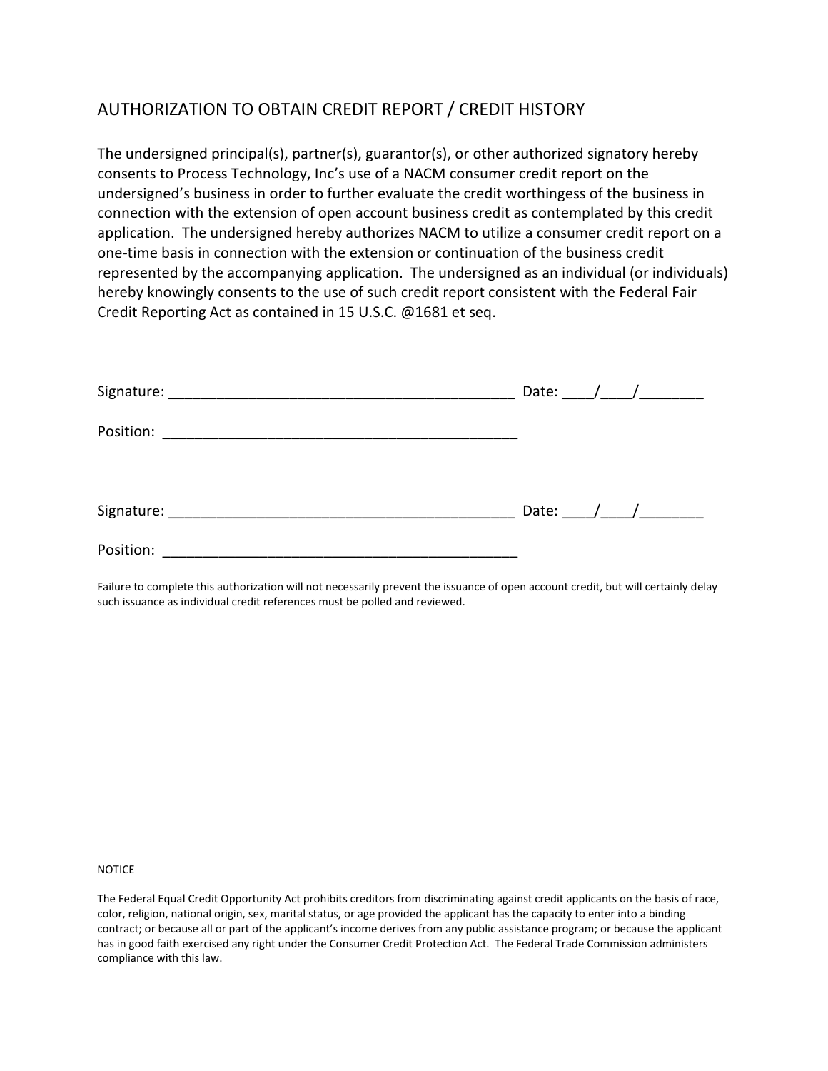# AUTHORIZATION TO OBTAIN CREDIT REPORT / CREDIT HISTORY

The undersigned principal(s), partner(s), guarantor(s), or other authorized signatory hereby consents to Process Technology, Inc's use of a NACM consumer credit report on the undersigned's business in order to further evaluate the credit worthingess of the business in connection with the extension of open account business credit as contemplated by this credit application. The undersigned hereby authorizes NACM to utilize a consumer credit report on a one-time basis in connection with the extension or continuation of the business credit represented by the accompanying application. The undersigned as an individual (or individuals) hereby knowingly consents to the use of such credit report consistent with the Federal Fair Credit Reporting Act as contained in 15 U.S.C. @1681 et seq.

Signature: ___________________________________________ Date: ____/____/________

Position: _____________________________________________

Signature: ___________________________________________ Date: ____/____/________

Position: _____________________________________________

Failure to complete this authorization will not necessarily prevent the issuance of open account credit, but will certainly delay such issuance as individual credit references must be polled and reviewed.

NOTICE

The Federal Equal Credit Opportunity Act prohibits creditors from discriminating against credit applicants on the basis of race, color, religion, national origin, sex, marital status, or age provided the applicant has the capacity to enter into a binding contract; or because all or part of the applicant's income derives from any public assistance program; or because the applicant has in good faith exercised any right under the Consumer Credit Protection Act. The Federal Trade Commission administers compliance with this law.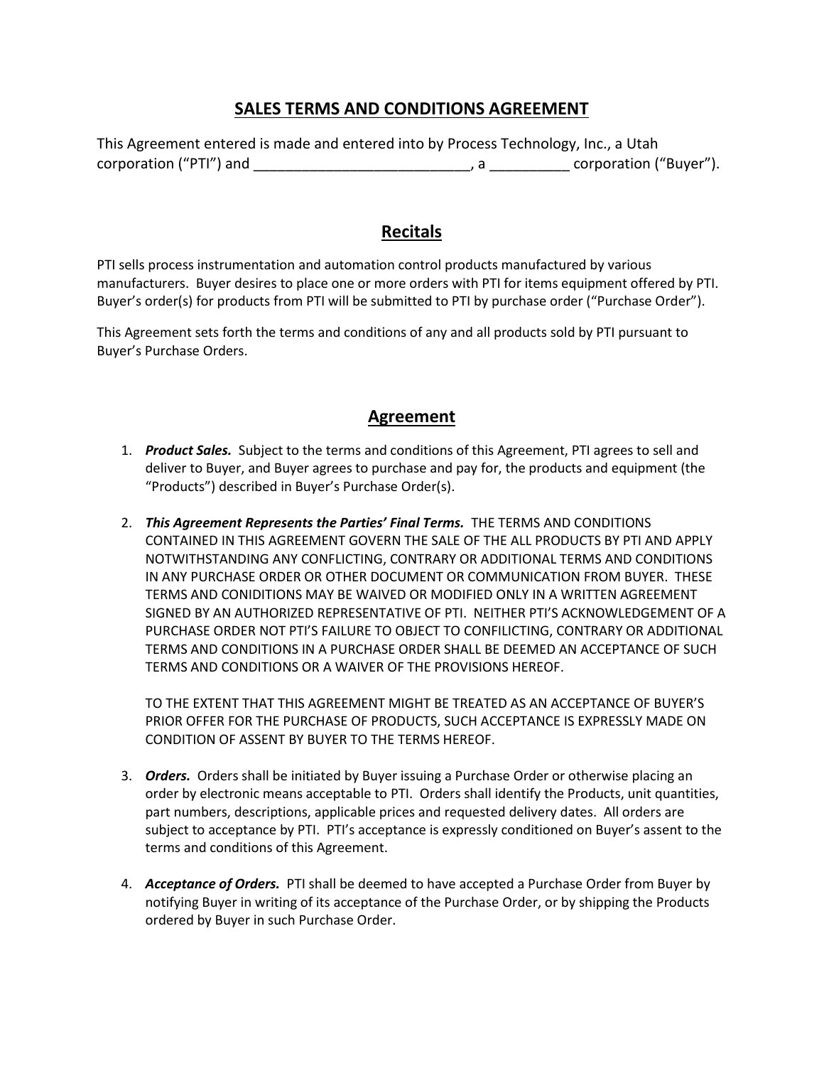# SALES TERMS AND CONDITIONS AGREEMENT

This Agreement entered is made and entered into by Process Technology, Inc., a Utah corporation ("PTI") and ___________________________, a __________ corporation ("Buyer").

## Recitals

PTI sells process instrumentation and automation control products manufactured by various manufacturers. Buyer desires to place one or more orders with PTI for items equipment offered by PTI. Buyer's order(s) for products from PTI will be submitted to PTI by purchase order ("Purchase Order").

This Agreement sets forth the terms and conditions of any and all products sold by PTI pursuant to Buyer's Purchase Orders.

## Agreement

1. ***Product Sales.*** Subject to the terms and conditions of this Agreement, PTI agrees to sell and deliver to Buyer, and Buyer agrees to purchase and pay for, the products and equipment (the "Products") described in Buyer's Purchase Order(s).

2. ***This Agreement Represents the Parties' Final Terms.*** THE TERMS AND CONDITIONS CONTAINED IN THIS AGREEMENT GOVERN THE SALE OF THE ALL PRODUCTS BY PTI AND APPLY NOTWITHSTANDING ANY CONFLICTING, CONTRARY OR ADDITIONAL TERMS AND CONDITIONS IN ANY PURCHASE ORDER OR OTHER DOCUMENT OR COMMUNICATION FROM BUYER. THESE TERMS AND CONIDITIONS MAY BE WAIVED OR MODIFIED ONLY IN A WRITTEN AGREEMENT SIGNED BY AN AUTHORIZED REPRESENTATIVE OF PTI. NEITHER PTI'S ACKNOWLEDGEMENT OF A PURCHASE ORDER NOT PTI'S FAILURE TO OBJECT TO CONFILICTING, CONTRARY OR ADDITIONAL TERMS AND CONDITIONS IN A PURCHASE ORDER SHALL BE DEEMED AN ACCEPTANCE OF SUCH TERMS AND CONDITIONS OR A WAIVER OF THE PROVISIONS HEREOF.

   TO THE EXTENT THAT THIS AGREEMENT MIGHT BE TREATED AS AN ACCEPTANCE OF BUYER'S PRIOR OFFER FOR THE PURCHASE OF PRODUCTS, SUCH ACCEPTANCE IS EXPRESSLY MADE ON CONDITION OF ASSENT BY BUYER TO THE TERMS HEREOF.

3. ***Orders.*** Orders shall be initiated by Buyer issuing a Purchase Order or otherwise placing an order by electronic means acceptable to PTI. Orders shall identify the Products, unit quantities, part numbers, descriptions, applicable prices and requested delivery dates. All orders are subject to acceptance by PTI. PTI's acceptance is expressly conditioned on Buyer's assent to the terms and conditions of this Agreement.

4. ***Acceptance of Orders.*** PTI shall be deemed to have accepted a Purchase Order from Buyer by notifying Buyer in writing of its acceptance of the Purchase Order, or by shipping the Products ordered by Buyer in such Purchase Order.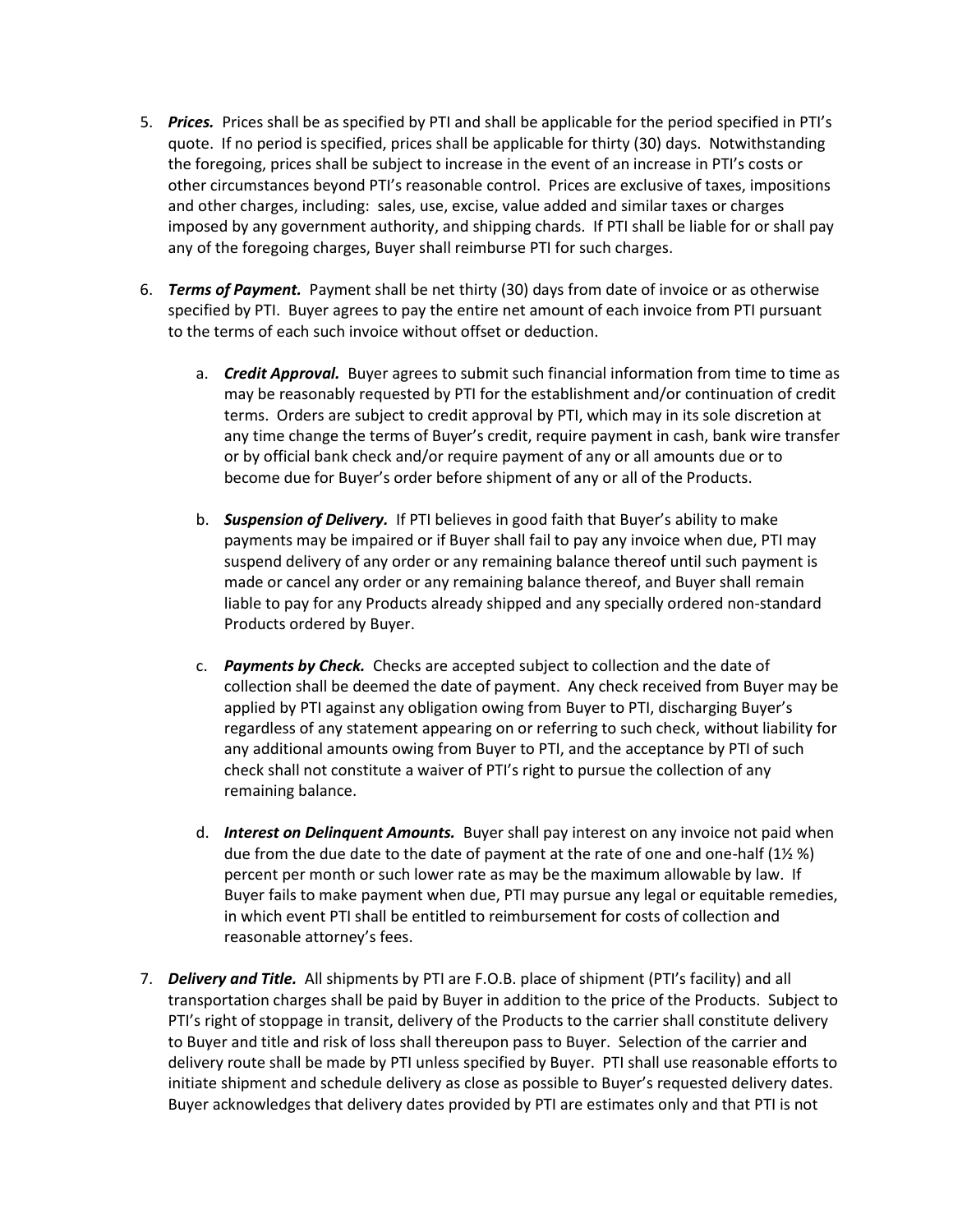5. ***Prices.*** Prices shall be as specified by PTI and shall be applicable for the period specified in PTI's quote. If no period is specified, prices shall be applicable for thirty (30) days. Notwithstanding the foregoing, prices shall be subject to increase in the event of an increase in PTI's costs or other circumstances beyond PTI's reasonable control. Prices are exclusive of taxes, impositions and other charges, including: sales, use, excise, value added and similar taxes or charges imposed by any government authority, and shipping chards. If PTI shall be liable for or shall pay any of the foregoing charges, Buyer shall reimburse PTI for such charges.

6. ***Terms of Payment.*** Payment shall be net thirty (30) days from date of invoice or as otherwise specified by PTI. Buyer agrees to pay the entire net amount of each invoice from PTI pursuant to the terms of each such invoice without offset or deduction.

    a. ***Credit Approval.*** Buyer agrees to submit such financial information from time to time as may be reasonably requested by PTI for the establishment and/or continuation of credit terms. Orders are subject to credit approval by PTI, which may in its sole discretion at any time change the terms of Buyer's credit, require payment in cash, bank wire transfer or by official bank check and/or require payment of any or all amounts due or to become due for Buyer's order before shipment of any or all of the Products.

    b. ***Suspension of Delivery.*** If PTI believes in good faith that Buyer's ability to make payments may be impaired or if Buyer shall fail to pay any invoice when due, PTI may suspend delivery of any order or any remaining balance thereof until such payment is made or cancel any order or any remaining balance thereof, and Buyer shall remain liable to pay for any Products already shipped and any specially ordered non-standard Products ordered by Buyer.

    c. ***Payments by Check.*** Checks are accepted subject to collection and the date of collection shall be deemed the date of payment. Any check received from Buyer may be applied by PTI against any obligation owing from Buyer to PTI, discharging Buyer's regardless of any statement appearing on or referring to such check, without liability for any additional amounts owing from Buyer to PTI, and the acceptance by PTI of such check shall not constitute a waiver of PTI's right to pursue the collection of any remaining balance.

    d. ***Interest on Delinquent Amounts.*** Buyer shall pay interest on any invoice not paid when due from the due date to the date of payment at the rate of one and one-half (1½ %) percent per month or such lower rate as may be the maximum allowable by law. If Buyer fails to make payment when due, PTI may pursue any legal or equitable remedies, in which event PTI shall be entitled to reimbursement for costs of collection and reasonable attorney's fees.

7. ***Delivery and Title.*** All shipments by PTI are F.O.B. place of shipment (PTI's facility) and all transportation charges shall be paid by Buyer in addition to the price of the Products. Subject to PTI's right of stoppage in transit, delivery of the Products to the carrier shall constitute delivery to Buyer and title and risk of loss shall thereupon pass to Buyer. Selection of the carrier and delivery route shall be made by PTI unless specified by Buyer. PTI shall use reasonable efforts to initiate shipment and schedule delivery as close as possible to Buyer's requested delivery dates. Buyer acknowledges that delivery dates provided by PTI are estimates only and that PTI is not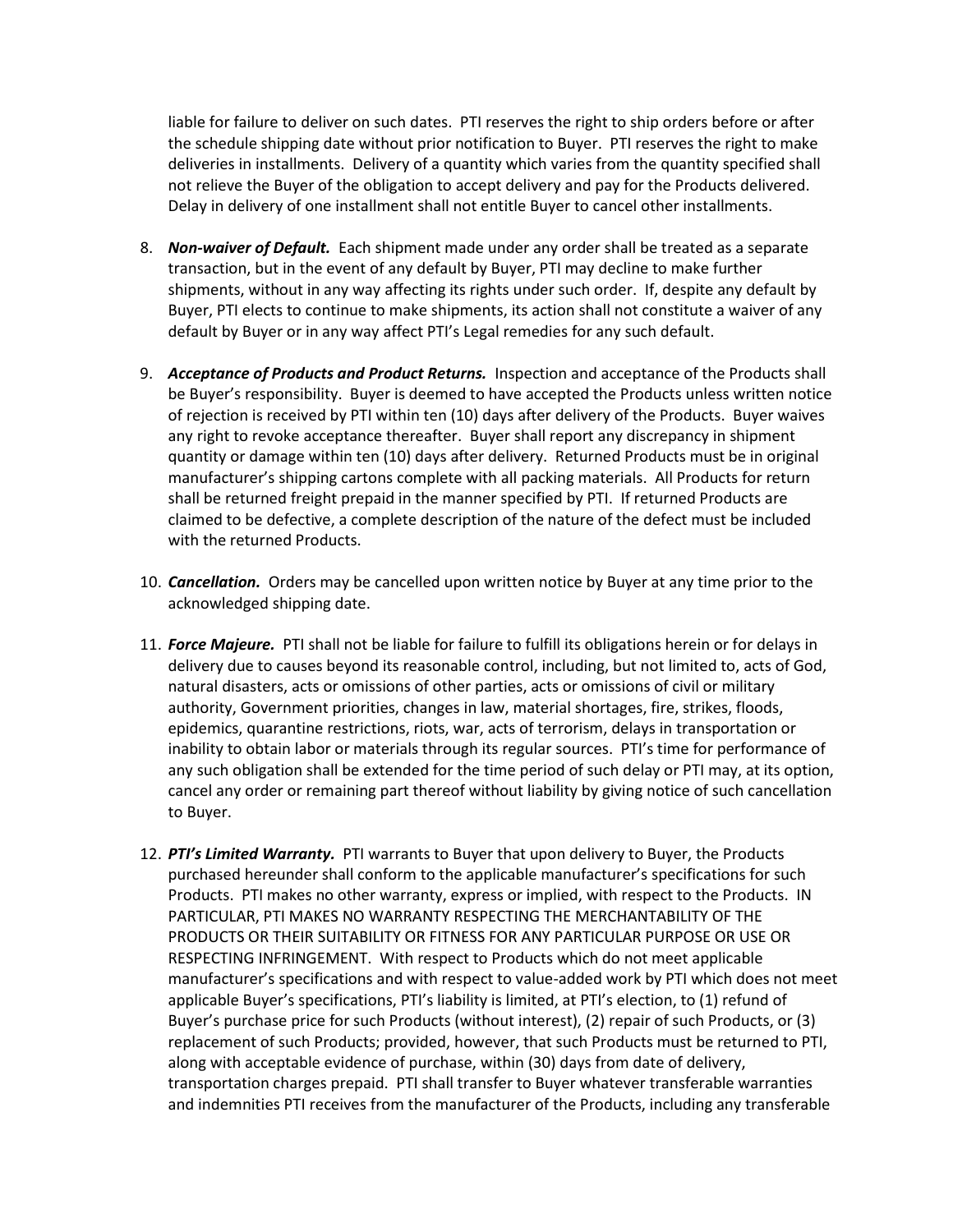liable for failure to deliver on such dates. PTI reserves the right to ship orders before or after the schedule shipping date without prior notification to Buyer. PTI reserves the right to make deliveries in installments. Delivery of a quantity which varies from the quantity specified shall not relieve the Buyer of the obligation to accept delivery and pay for the Products delivered. Delay in delivery of one installment shall not entitle Buyer to cancel other installments.

8. ***Non-waiver of Default.*** Each shipment made under any order shall be treated as a separate transaction, but in the event of any default by Buyer, PTI may decline to make further shipments, without in any way affecting its rights under such order. If, despite any default by Buyer, PTI elects to continue to make shipments, its action shall not constitute a waiver of any default by Buyer or in any way affect PTI's Legal remedies for any such default.

9. ***Acceptance of Products and Product Returns.*** Inspection and acceptance of the Products shall be Buyer's responsibility. Buyer is deemed to have accepted the Products unless written notice of rejection is received by PTI within ten (10) days after delivery of the Products. Buyer waives any right to revoke acceptance thereafter. Buyer shall report any discrepancy in shipment quantity or damage within ten (10) days after delivery. Returned Products must be in original manufacturer's shipping cartons complete with all packing materials. All Products for return shall be returned freight prepaid in the manner specified by PTI. If returned Products are claimed to be defective, a complete description of the nature of the defect must be included with the returned Products.

10. ***Cancellation.*** Orders may be cancelled upon written notice by Buyer at any time prior to the acknowledged shipping date.

11. ***Force Majeure.*** PTI shall not be liable for failure to fulfill its obligations herein or for delays in delivery due to causes beyond its reasonable control, including, but not limited to, acts of God, natural disasters, acts or omissions of other parties, acts or omissions of civil or military authority, Government priorities, changes in law, material shortages, fire, strikes, floods, epidemics, quarantine restrictions, riots, war, acts of terrorism, delays in transportation or inability to obtain labor or materials through its regular sources. PTI's time for performance of any such obligation shall be extended for the time period of such delay or PTI may, at its option, cancel any order or remaining part thereof without liability by giving notice of such cancellation to Buyer.

12. ***PTI's Limited Warranty.*** PTI warrants to Buyer that upon delivery to Buyer, the Products purchased hereunder shall conform to the applicable manufacturer's specifications for such Products. PTI makes no other warranty, express or implied, with respect to the Products. IN PARTICULAR, PTI MAKES NO WARRANTY RESPECTING THE MERCHANTABILITY OF THE PRODUCTS OR THEIR SUITABILITY OR FITNESS FOR ANY PARTICULAR PURPOSE OR USE OR RESPECTING INFRINGEMENT. With respect to Products which do not meet applicable manufacturer's specifications and with respect to value-added work by PTI which does not meet applicable Buyer's specifications, PTI's liability is limited, at PTI's election, to (1) refund of Buyer's purchase price for such Products (without interest), (2) repair of such Products, or (3) replacement of such Products; provided, however, that such Products must be returned to PTI, along with acceptable evidence of purchase, within (30) days from date of delivery, transportation charges prepaid. PTI shall transfer to Buyer whatever transferable warranties and indemnities PTI receives from the manufacturer of the Products, including any transferable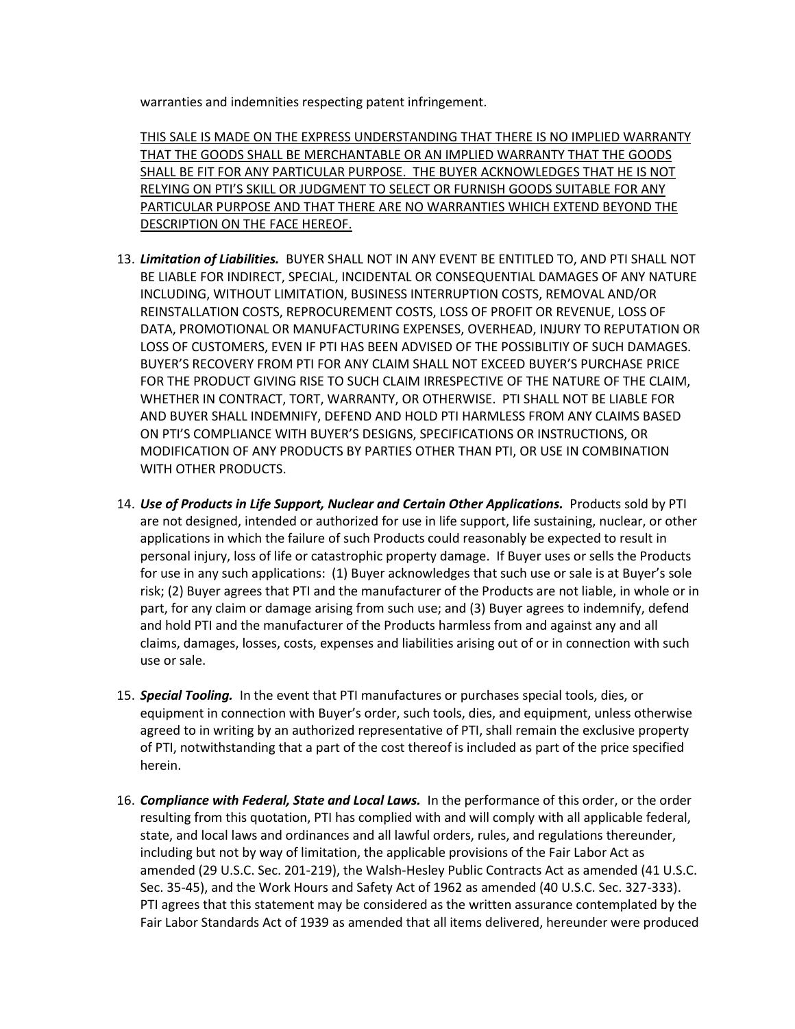warranties and indemnities respecting patent infringement.

<u>THIS SALE IS MADE ON THE EXPRESS UNDERSTANDING THAT THERE IS NO IMPLIED WARRANTY THAT THE GOODS SHALL BE MERCHANTABLE OR AN IMPLIED WARRANTY THAT THE GOODS SHALL BE FIT FOR ANY PARTICULAR PURPOSE. THE BUYER ACKNOWLEDGES THAT HE IS NOT RELYING ON PTI'S SKILL OR JUDGMENT TO SELECT OR FURNISH GOODS SUITABLE FOR ANY PARTICULAR PURPOSE AND THAT THERE ARE NO WARRANTIES WHICH EXTEND BEYOND THE DESCRIPTION ON THE FACE HEREOF.</u>

13. ***Limitation of Liabilities.*** BUYER SHALL NOT IN ANY EVENT BE ENTITLED TO, AND PTI SHALL NOT BE LIABLE FOR INDIRECT, SPECIAL, INCIDENTAL OR CONSEQUENTIAL DAMAGES OF ANY NATURE INCLUDING, WITHOUT LIMITATION, BUSINESS INTERRUPTION COSTS, REMOVAL AND/OR REINSTALLATION COSTS, REPROCUREMENT COSTS, LOSS OF PROFIT OR REVENUE, LOSS OF DATA, PROMOTIONAL OR MANUFACTURING EXPENSES, OVERHEAD, INJURY TO REPUTATION OR LOSS OF CUSTOMERS, EVEN IF PTI HAS BEEN ADVISED OF THE POSSIBLITIY OF SUCH DAMAGES. BUYER'S RECOVERY FROM PTI FOR ANY CLAIM SHALL NOT EXCEED BUYER'S PURCHASE PRICE FOR THE PRODUCT GIVING RISE TO SUCH CLAIM IRRESPECTIVE OF THE NATURE OF THE CLAIM, WHETHER IN CONTRACT, TORT, WARRANTY, OR OTHERWISE. PTI SHALL NOT BE LIABLE FOR AND BUYER SHALL INDEMNIFY, DEFEND AND HOLD PTI HARMLESS FROM ANY CLAIMS BASED ON PTI'S COMPLIANCE WITH BUYER'S DESIGNS, SPECIFICATIONS OR INSTRUCTIONS, OR MODIFICATION OF ANY PRODUCTS BY PARTIES OTHER THAN PTI, OR USE IN COMBINATION WITH OTHER PRODUCTS.

14. ***Use of Products in Life Support, Nuclear and Certain Other Applications.*** Products sold by PTI are not designed, intended or authorized for use in life support, life sustaining, nuclear, or other applications in which the failure of such Products could reasonably be expected to result in personal injury, loss of life or catastrophic property damage. If Buyer uses or sells the Products for use in any such applications: (1) Buyer acknowledges that such use or sale is at Buyer's sole risk; (2) Buyer agrees that PTI and the manufacturer of the Products are not liable, in whole or in part, for any claim or damage arising from such use; and (3) Buyer agrees to indemnify, defend and hold PTI and the manufacturer of the Products harmless from and against any and all claims, damages, losses, costs, expenses and liabilities arising out of or in connection with such use or sale.

15. ***Special Tooling.*** In the event that PTI manufactures or purchases special tools, dies, or equipment in connection with Buyer's order, such tools, dies, and equipment, unless otherwise agreed to in writing by an authorized representative of PTI, shall remain the exclusive property of PTI, notwithstanding that a part of the cost thereof is included as part of the price specified herein.

16. ***Compliance with Federal, State and Local Laws.*** In the performance of this order, or the order resulting from this quotation, PTI has complied with and will comply with all applicable federal, state, and local laws and ordinances and all lawful orders, rules, and regulations thereunder, including but not by way of limitation, the applicable provisions of the Fair Labor Act as amended (29 U.S.C. Sec. 201-219), the Walsh-Hesley Public Contracts Act as amended (41 U.S.C. Sec. 35-45), and the Work Hours and Safety Act of 1962 as amended (40 U.S.C. Sec. 327-333). PTI agrees that this statement may be considered as the written assurance contemplated by the Fair Labor Standards Act of 1939 as amended that all items delivered, hereunder were produced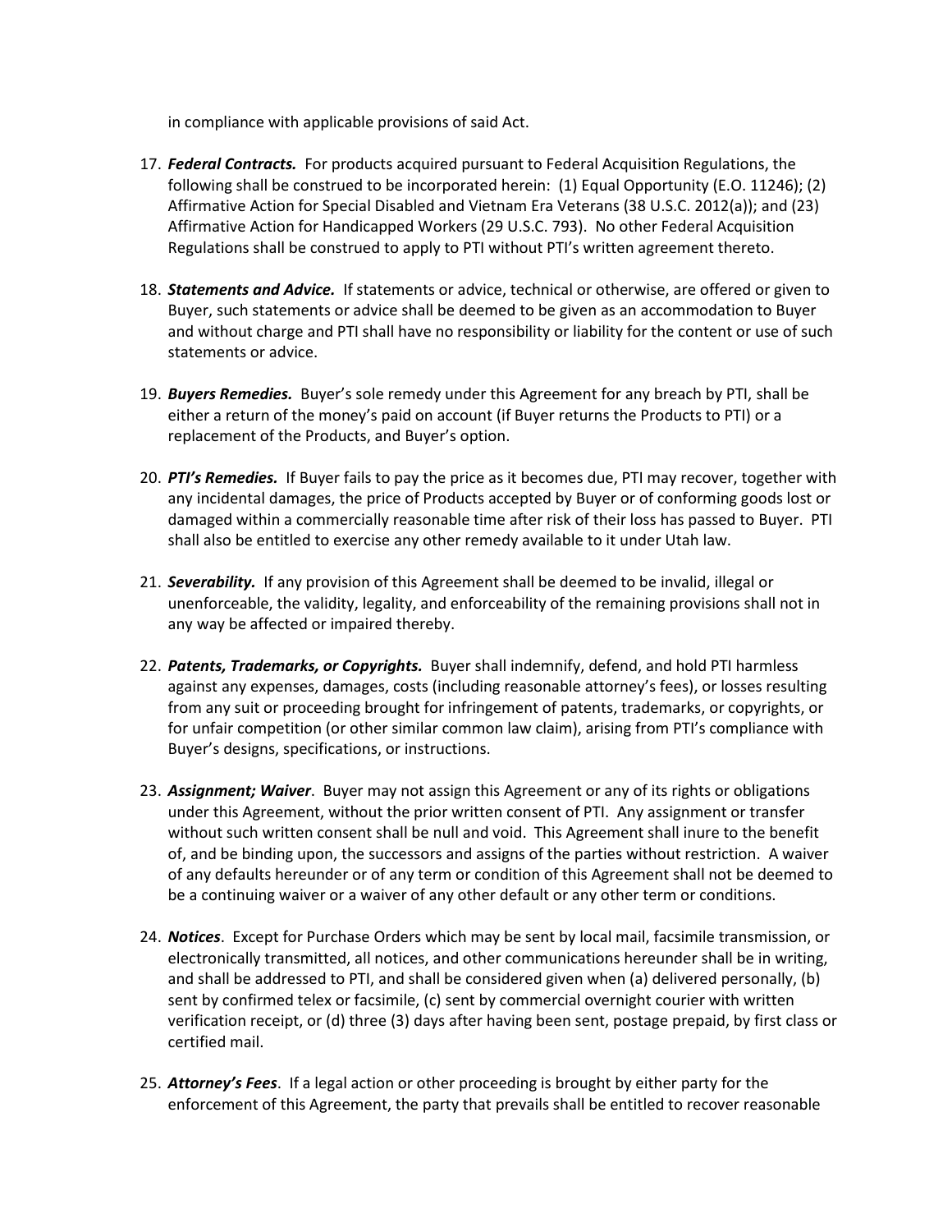in compliance with applicable provisions of said Act.

17. ***Federal Contracts.*** For products acquired pursuant to Federal Acquisition Regulations, the following shall be construed to be incorporated herein: (1) Equal Opportunity (E.O. 11246); (2) Affirmative Action for Special Disabled and Vietnam Era Veterans (38 U.S.C. 2012(a)); and (23) Affirmative Action for Handicapped Workers (29 U.S.C. 793). No other Federal Acquisition Regulations shall be construed to apply to PTI without PTI's written agreement thereto.

18. ***Statements and Advice.*** If statements or advice, technical or otherwise, are offered or given to Buyer, such statements or advice shall be deemed to be given as an accommodation to Buyer and without charge and PTI shall have no responsibility or liability for the content or use of such statements or advice.

19. ***Buyers Remedies.*** Buyer's sole remedy under this Agreement for any breach by PTI, shall be either a return of the money's paid on account (if Buyer returns the Products to PTI) or a replacement of the Products, and Buyer's option.

20. ***PTI's Remedies.*** If Buyer fails to pay the price as it becomes due, PTI may recover, together with any incidental damages, the price of Products accepted by Buyer or of conforming goods lost or damaged within a commercially reasonable time after risk of their loss has passed to Buyer. PTI shall also be entitled to exercise any other remedy available to it under Utah law.

21. ***Severability.*** If any provision of this Agreement shall be deemed to be invalid, illegal or unenforceable, the validity, legality, and enforceability of the remaining provisions shall not in any way be affected or impaired thereby.

22. ***Patents, Trademarks, or Copyrights.*** Buyer shall indemnify, defend, and hold PTI harmless against any expenses, damages, costs (including reasonable attorney's fees), or losses resulting from any suit or proceeding brought for infringement of patents, trademarks, or copyrights, or for unfair competition (or other similar common law claim), arising from PTI's compliance with Buyer's designs, specifications, or instructions.

23. ***Assignment; Waiver***. Buyer may not assign this Agreement or any of its rights or obligations under this Agreement, without the prior written consent of PTI. Any assignment or transfer without such written consent shall be null and void. This Agreement shall inure to the benefit of, and be binding upon, the successors and assigns of the parties without restriction. A waiver of any defaults hereunder or of any term or condition of this Agreement shall not be deemed to be a continuing waiver or a waiver of any other default or any other term or conditions.

24. ***Notices***. Except for Purchase Orders which may be sent by local mail, facsimile transmission, or electronically transmitted, all notices, and other communications hereunder shall be in writing, and shall be addressed to PTI, and shall be considered given when (a) delivered personally, (b) sent by confirmed telex or facsimile, (c) sent by commercial overnight courier with written verification receipt, or (d) three (3) days after having been sent, postage prepaid, by first class or certified mail.

25. ***Attorney's Fees***. If a legal action or other proceeding is brought by either party for the enforcement of this Agreement, the party that prevails shall be entitled to recover reasonable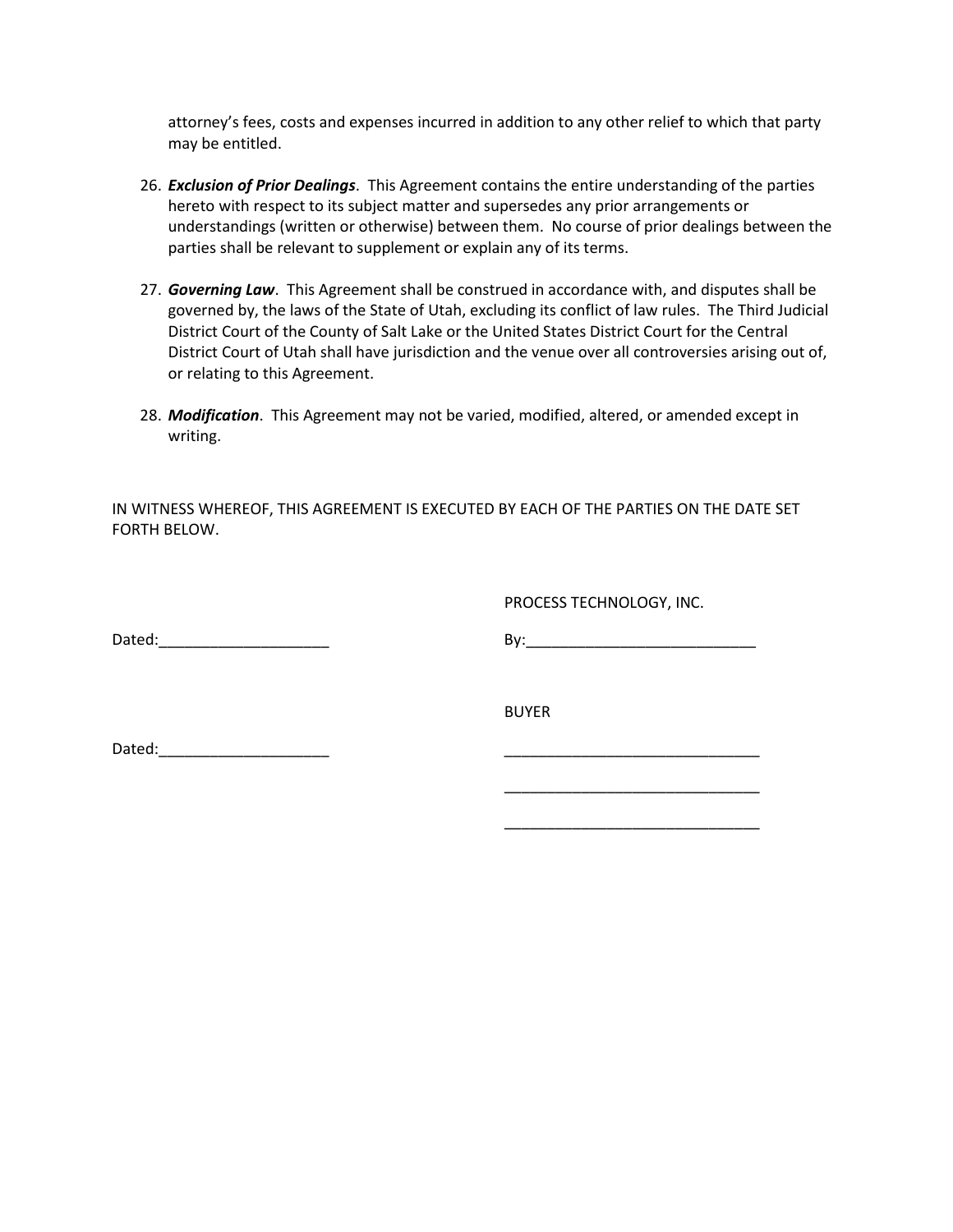attorney's fees, costs and expenses incurred in addition to any other relief to which that party may be entitled.

26. ***Exclusion of Prior Dealings***. This Agreement contains the entire understanding of the parties hereto with respect to its subject matter and supersedes any prior arrangements or understandings (written or otherwise) between them. No course of prior dealings between the parties shall be relevant to supplement or explain any of its terms.

27. ***Governing Law***. This Agreement shall be construed in accordance with, and disputes shall be governed by, the laws of the State of Utah, excluding its conflict of law rules. The Third Judicial District Court of the County of Salt Lake or the United States District Court for the Central District Court of Utah shall have jurisdiction and the venue over all controversies arising out of, or relating to this Agreement.

28. ***Modification***. This Agreement may not be varied, modified, altered, or amended except in writing.

IN WITNESS WHEREOF, THIS AGREEMENT IS EXECUTED BY EACH OF THE PARTIES ON THE DATE SET FORTH BELOW.

PROCESS TECHNOLOGY, INC.

Dated:____________________ By:____________________________

BUYER

Dated:____________________ _______________________________

_______________________________

_______________________________